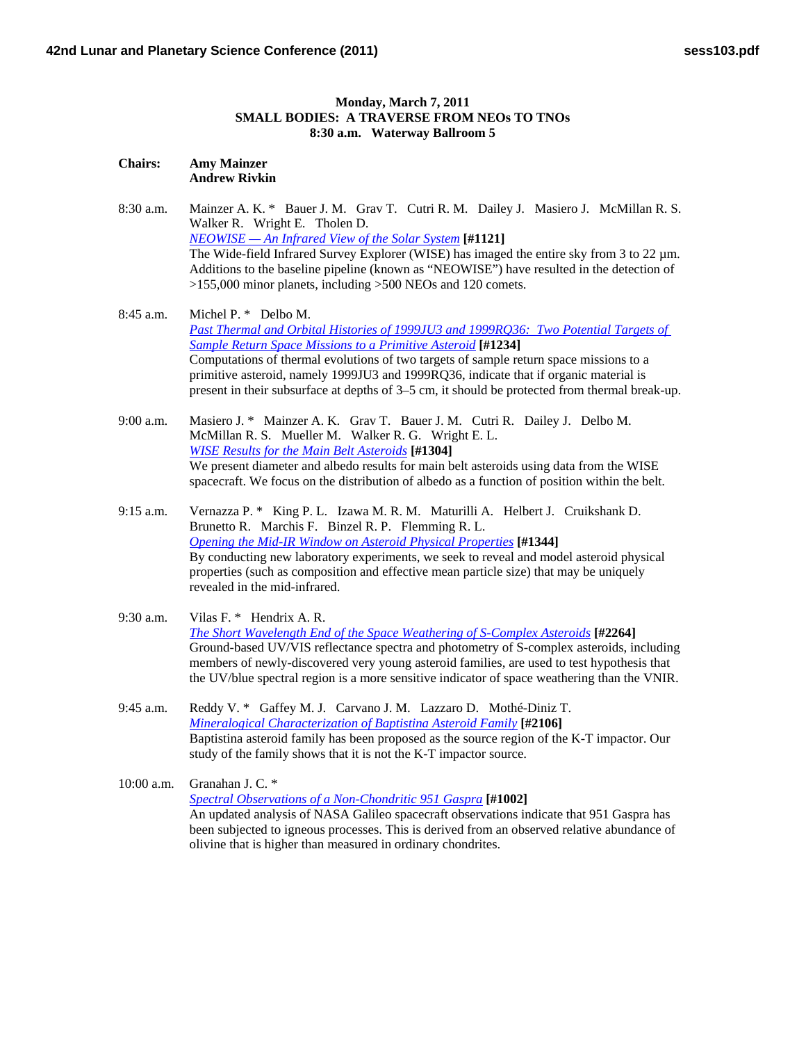**Monday, March 7, 2011**
**SMALL BODIES: A TRAVERSE FROM NEOs TO TNOs**
**8:30 a.m. Waterway Ballroom 5**

**Chairs:** **Amy Mainzer**
**Andrew Rivkin**

8:30 a.m. Mainzer A. K. * Bauer J. M. Grav T. Cutri R. M. Dailey J. Masiero J. McMillan R. S. Walker R. Wright E. Tholen D.
*NEOWISE — An Infrared View of the Solar System* **[#1121]**
The Wide-field Infrared Survey Explorer (WISE) has imaged the entire sky from 3 to 22 µm. Additions to the baseline pipeline (known as "NEOWISE") have resulted in the detection of >155,000 minor planets, including >500 NEOs and 120 comets.

8:45 a.m. Michel P. * Delbo M.
*Past Thermal and Orbital Histories of 1999JU3 and 1999RQ36: Two Potential Targets of Sample Return Space Missions to a Primitive Asteroid* **[#1234]**
Computations of thermal evolutions of two targets of sample return space missions to a primitive asteroid, namely 1999JU3 and 1999RQ36, indicate that if organic material is present in their subsurface at depths of 3–5 cm, it should be protected from thermal break-up.

9:00 a.m. Masiero J. * Mainzer A. K. Grav T. Bauer J. M. Cutri R. Dailey J. Delbo M. McMillan R. S. Mueller M. Walker R. G. Wright E. L.
*WISE Results for the Main Belt Asteroids* **[#1304]**
We present diameter and albedo results for main belt asteroids using data from the WISE spacecraft. We focus on the distribution of albedo as a function of position within the belt.

9:15 a.m. Vernazza P. * King P. L. Izawa M. R. M. Maturilli A. Helbert J. Cruikshank D. Brunetto R. Marchis F. Binzel R. P. Flemming R. L.
*Opening the Mid-IR Window on Asteroid Physical Properties* **[#1344]**
By conducting new laboratory experiments, we seek to reveal and model asteroid physical properties (such as composition and effective mean particle size) that may be uniquely revealed in the mid-infrared.

9:30 a.m. Vilas F. * Hendrix A. R.
*The Short Wavelength End of the Space Weathering of S-Complex Asteroids* **[#2264]**
Ground-based UV/VIS reflectance spectra and photometry of S-complex asteroids, including members of newly-discovered very young asteroid families, are used to test hypothesis that the UV/blue spectral region is a more sensitive indicator of space weathering than the VNIR.

9:45 a.m. Reddy V. * Gaffey M. J. Carvano J. M. Lazzaro D. Mothé-Diniz T.
*Mineralogical Characterization of Baptistina Asteroid Family* **[#2106]**
Baptistina asteroid family has been proposed as the source region of the K-T impactor. Our study of the family shows that it is not the K-T impactor source.

10:00 a.m. Granahan J. C. *
*Spectral Observations of a Non-Chondritic 951 Gaspra* **[#1002]**
An updated analysis of NASA Galileo spacecraft observations indicate that 951 Gaspra has been subjected to igneous processes. This is derived from an observed relative abundance of olivine that is higher than measured in ordinary chondrites.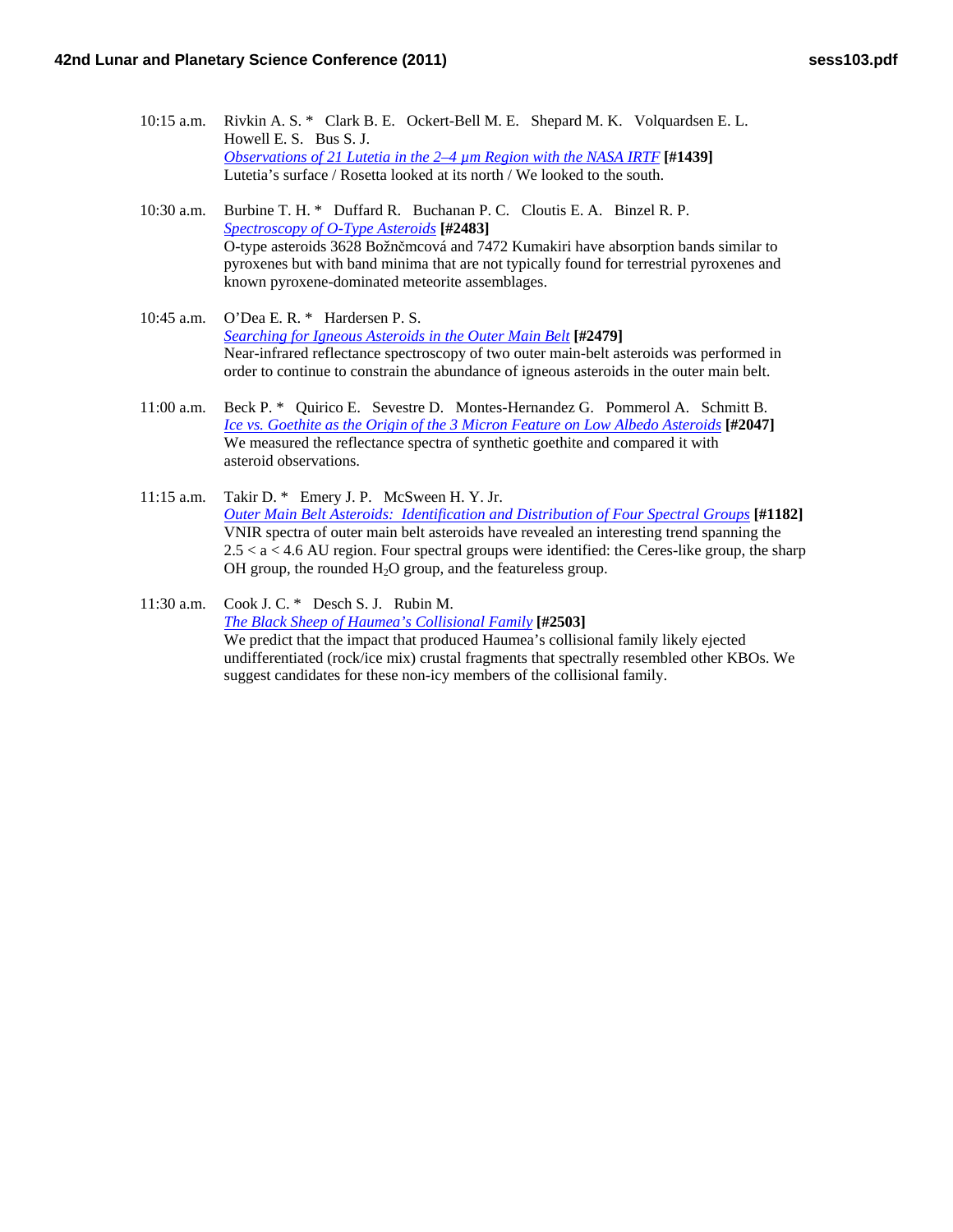10:15 a.m. Rivkin A. S. * Clark B. E. Ockert-Bell M. E. Shepard M. K. Volquardsen E. L. Howell E. S. Bus S. J.
*Observations of 21 Lutetia in the 2–4 μm Region with the NASA IRTF* **[#1439]**
Lutetia's surface / Rosetta looked at its north / We looked to the south.

10:30 a.m. Burbine T. H. * Duffard R. Buchanan P. C. Cloutis E. A. Binzel R. P.
*Spectroscopy of O-Type Asteroids* **[#2483]**
O-type asteroids 3628 Božněmcová and 7472 Kumakiri have absorption bands similar to pyroxenes but with band minima that are not typically found for terrestrial pyroxenes and known pyroxene-dominated meteorite assemblages.

10:45 a.m. O'Dea E. R. * Hardersen P. S.
*Searching for Igneous Asteroids in the Outer Main Belt* **[#2479]**
Near-infrared reflectance spectroscopy of two outer main-belt asteroids was performed in order to continue to constrain the abundance of igneous asteroids in the outer main belt.

11:00 a.m. Beck P. * Quirico E. Sevestre D. Montes-Hernandez G. Pommerol A. Schmitt B.
*Ice vs. Goethite as the Origin of the 3 Micron Feature on Low Albedo Asteroids* **[#2047]**
We measured the reflectance spectra of synthetic goethite and compared it with asteroid observations.

11:15 a.m. Takir D. * Emery J. P. McSween H. Y. Jr.
*Outer Main Belt Asteroids: Identification and Distribution of Four Spectral Groups* **[#1182]**
VNIR spectra of outer main belt asteroids have revealed an interesting trend spanning the $2.5 < a < 4.6$ AU region. Four spectral groups were identified: the Ceres-like group, the sharp OH group, the rounded $H_2O$ group, and the featureless group.

11:30 a.m. Cook J. C. * Desch S. J. Rubin M.
*The Black Sheep of Haumea's Collisional Family* **[#2503]**
We predict that the impact that produced Haumea's collisional family likely ejected undifferentiated (rock/ice mix) crustal fragments that spectrally resembled other KBOs. We suggest candidates for these non-icy members of the collisional family.